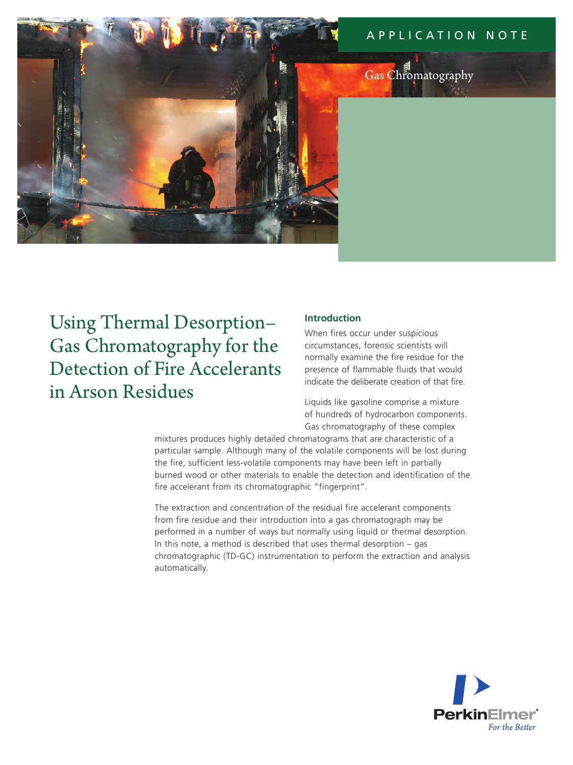APPLICATION NOTE

Gas Chromatography

# Using Thermal Desorption–Gas Chromatography for the Detection of Fire Accelerants in Arson Residues

## Introduction

When fires occur under suspicious circumstances, forensic scientists will normally examine the fire residue for the presence of flammable fluids that would indicate the deliberate creation of that fire.

Liquids like gasoline comprise a mixture of hundreds of hydrocarbon components. Gas chromatography of these complex mixtures produces highly detailed chromatograms that are characteristic of a particular sample. Although many of the volatile components will be lost during the fire, sufficient less-volatile components may have been left in partially burned wood or other materials to enable the detection and identification of the fire accelerant from its chromatographic "fingerprint".

The extraction and concentration of the residual fire accelerant components from fire residue and their introduction into a gas chromatograph may be performed in a number of ways but normally using liquid or thermal desorption. In this note, a method is described that uses thermal desorption – gas chromatographic (TD-GC) instrumentation to perform the extraction and analysis automatically.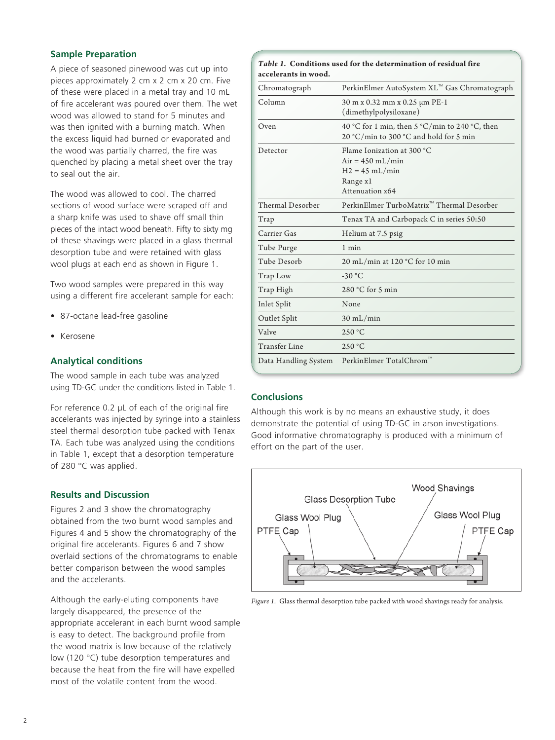## Sample Preparation

A piece of seasoned pinewood was cut up into pieces approximately 2 cm x 2 cm x 20 cm. Five of these were placed in a metal tray and 10 mL of fire accelerant was poured over them. The wet wood was allowed to stand for 5 minutes and was then ignited with a burning match. When the excess liquid had burned or evaporated and the wood was partially charred, the fire was quenched by placing a metal sheet over the tray to seal out the air.

The wood was allowed to cool. The charred sections of wood surface were scraped off and a sharp knife was used to shave off small thin pieces of the intact wood beneath. Fifty to sixty mg of these shavings were placed in a glass thermal desorption tube and were retained with glass wool plugs at each end as shown in Figure 1.

Two wood samples were prepared in this way using a different fire accelerant sample for each:

- 87-octane lead-free gasoline
- Kerosene

## Analytical conditions

The wood sample in each tube was analyzed using TD-GC under the conditions listed in Table 1.

For reference 0.2 µL of each of the original fire accelerants was injected by syringe into a stainless steel thermal desorption tube packed with Tenax TA. Each tube was analyzed using the conditions in Table 1, except that a desorption temperature of 280 °C was applied.

## Results and Discussion

Figures 2 and 3 show the chromatography obtained from the two burnt wood samples and Figures 4 and 5 show the chromatography of the original fire accelerants. Figures 6 and 7 show overlaid sections of the chromatograms to enable better comparison between the wood samples and the accelerants.

Although the early-eluting components have largely disappeared, the presence of the appropriate accelerant in each burnt wood sample is easy to detect. The background profile from the wood matrix is low because of the relatively low (120 °C) tube desorption temperatures and because the heat from the fire will have expelled most of the volatile content from the wood.

*Table 1.* **Conditions used for the determination of residual fire accelerants in wood.**

| | |
|---|---|
| Chromatograph | PerkinElmer AutoSystem XL™ Gas Chromatograph |
| Column | 30 m x 0.32 mm x 0.25 µm PE-1 (dimethylpolysiloxane) |
| Oven | 40 °C for 1 min, then 5 °C/min to 240 °C, then 20 °C/min to 300 °C and hold for 5 min |
| Detector | Flame Ionization at 300 °C<br>Air = 450 mL/min<br>H2 = 45 mL/min<br>Range x1<br>Attenuation x64 |
| Thermal Desorber | PerkinElmer TurboMatrix™ Thermal Desorber |
| Trap | Tenax TA and Carbopack C in series 50:50 |
| Carrier Gas | Helium at 7.5 psig |
| Tube Purge | 1 min |
| Tube Desorb | 20 mL/min at 120 °C for 10 min |
| Trap Low | -30 °C |
| Trap High | 280 °C for 5 min |
| Inlet Split | None |
| Outlet Split | 30 mL/min |
| Valve | 250 °C |
| Transfer Line | 250 °C |
| Data Handling System | PerkinElmer TotalChrom™ |

## Conclusions

Although this work is by no means an exhaustive study, it does demonstrate the potential of using TD-GC in arson investigations. Good informative chromatography is produced with a minimum of effort on the part of the user.

*Figure 1.* Glass thermal desorption tube packed with wood shavings ready for analysis.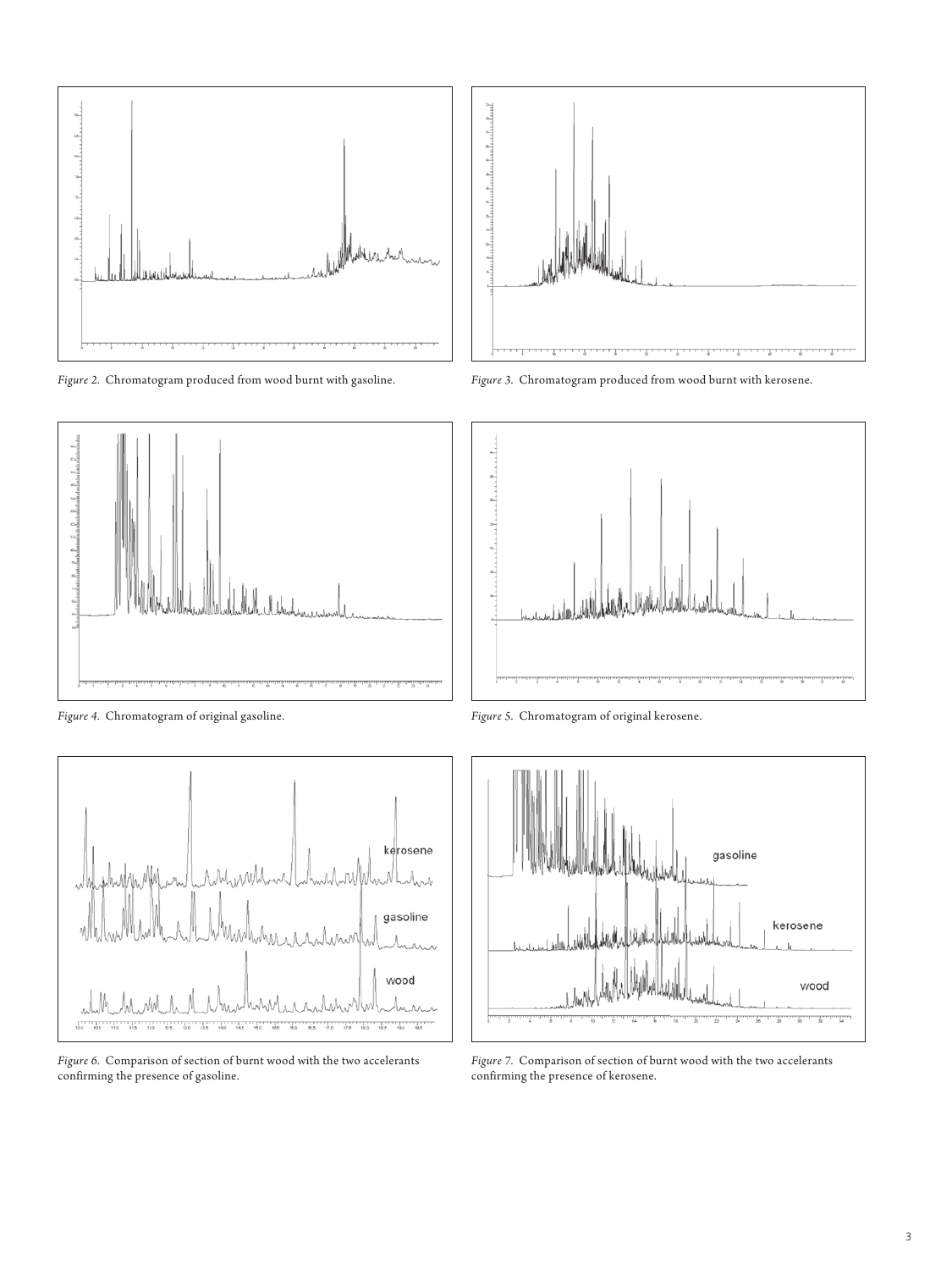*Figure 2.* Chromatogram produced from wood burnt with gasoline.

*Figure 3.* Chromatogram produced from wood burnt with kerosene.

*Figure 4.* Chromatogram of original gasoline.

*Figure 5.* Chromatogram of original kerosene.

*Figure 6.* Comparison of section of burnt wood with the two accelerants confirming the presence of gasoline.

*Figure 7.* Comparison of section of burnt wood with the two accelerants confirming the presence of kerosene.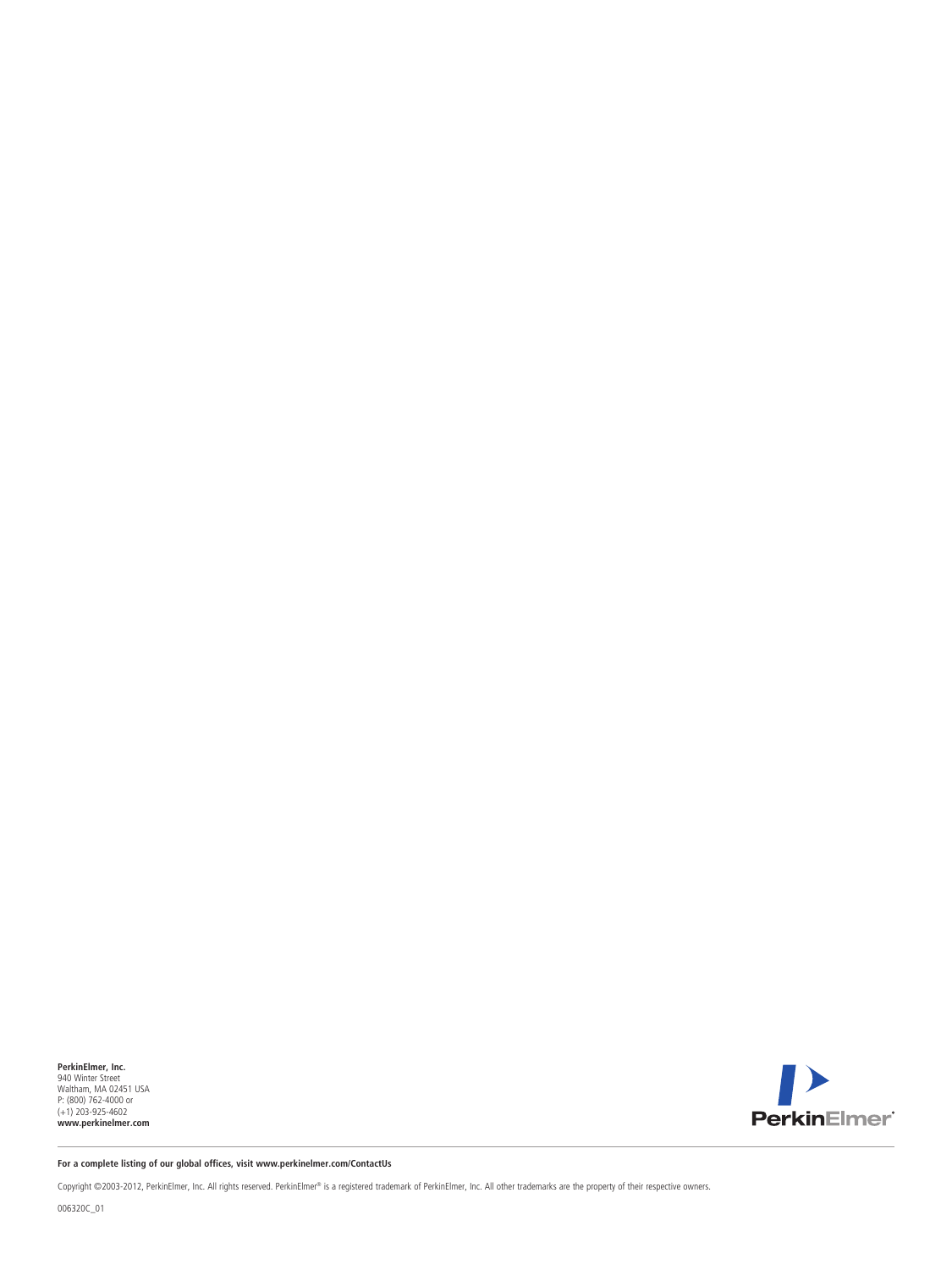**PerkinElmer, Inc.**
940 Winter Street
Waltham, MA 02451 USA
P: (800) 762-4000 or
(+1) 203-925-4602
**www.perkinelmer.com**

**For a complete listing of our global offices, visit www.perkinelmer.com/ContactUs**

Copyright ©2003-2012, PerkinElmer, Inc. All rights reserved. PerkinElmer® is a registered trademark of PerkinElmer, Inc. All other trademarks are the property of their respective owners.

006320C_01